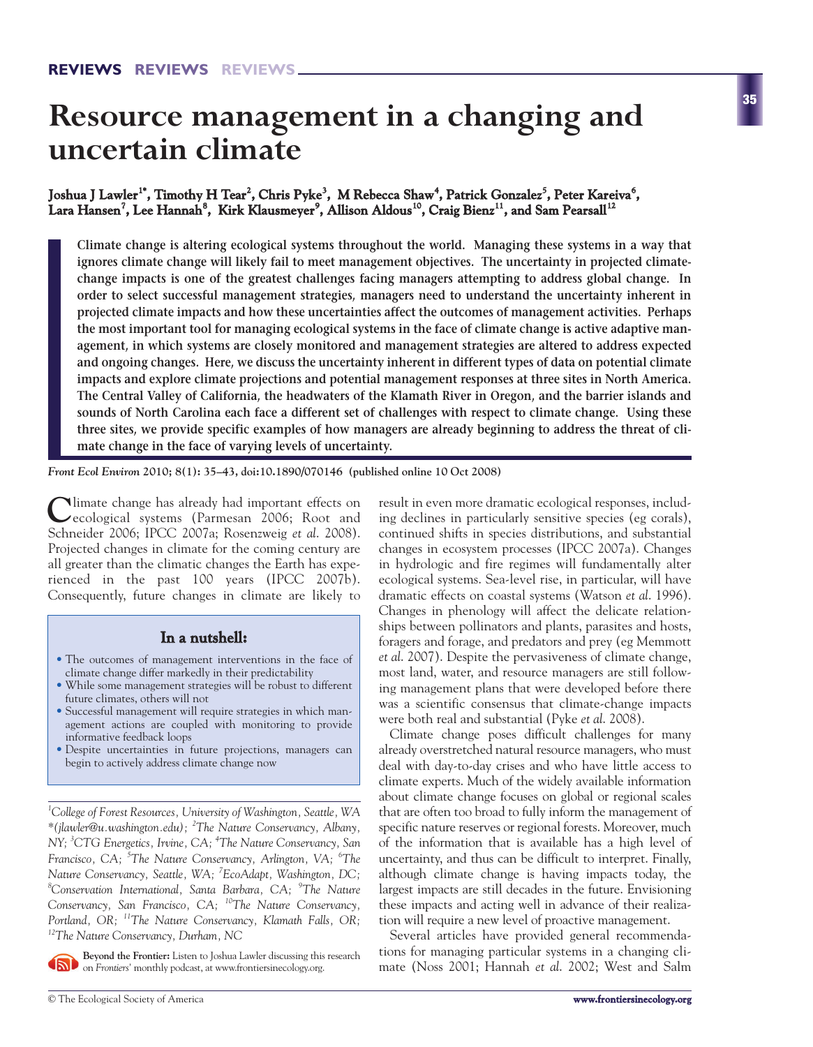# Resource management in a changing and uncertain climate

**Joshua J Lawler[1*], Timothy H Tear[2], Chris Pyke[3], M Rebecca Shaw[4], Patrick Gonzalez[5], Peter Kareiva[6], Lara Hansen[7], Lee Hannah[8], Kirk Klausmeyer[9], Allison Aldous[10], Craig Bienz[11], and Sam Pearsall[12]**

**Climate change is altering ecological systems throughout the world. Managing these systems in a way that ignores climate change will likely fail to meet management objectives. The uncertainty in projected climate-change impacts is one of the greatest challenges facing managers attempting to address global change. In order to select successful management strategies, managers need to understand the uncertainty inherent in projected climate impacts and how these uncertainties affect the outcomes of management activities. Perhaps the most important tool for managing ecological systems in the face of climate change is active adaptive management, in which systems are closely monitored and management strategies are altered to address expected and ongoing changes. Here, we discuss the uncertainty inherent in different types of data on potential climate impacts and explore climate projections and potential management responses at three sites in North America. The Central Valley of California, the headwaters of the Klamath River in Oregon, and the barrier islands and sounds of North Carolina each face a different set of challenges with respect to climate change. Using these three sites, we provide specific examples of how managers are already beginning to address the threat of climate change in the face of varying levels of uncertainty.**

*Front Ecol Environ* **2010; 8(1): 35–43, doi:10.1890/070146 (published online 10 Oct 2008)**

Climate change has already had important effects on ecological systems (Parmesan 2006; Root and Schneider 2006; IPCC 2007a; Rosenzweig *et al.* 2008). Projected changes in climate for the coming century are all greater than the climatic changes the Earth has experienced in the past 100 years (IPCC 2007b). Consequently, future changes in climate are likely to result in even more dramatic ecological responses, including declines in particularly sensitive species (eg corals), continued shifts in species distributions, and substantial changes in ecosystem processes (IPCC 2007a). Changes in hydrologic and fire regimes will fundamentally alter ecological systems. Sea-level rise, in particular, will have dramatic effects on coastal systems (Watson *et al.* 1996). Changes in phenology will affect the delicate relationships between pollinators and plants, parasites and hosts, foragers and forage, and predators and prey (eg Memmott *et al.* 2007). Despite the pervasiveness of climate change, most land, water, and resource managers are still following management plans that were developed before there was a scientific consensus that climate-change impacts were both real and substantial (Pyke *et al.* 2008).

> **In a nutshell:**
>
> - The outcomes of management interventions in the face of climate change differ markedly in their predictability
> - While some management strategies will be robust to different future climates, others will not
> - Successful management will require strategies in which management actions are coupled with monitoring to provide informative feedback loops
> - Despite uncertainties in future projections, managers can begin to actively address climate change now

[1]*College of Forest Resources, University of Washington, Seattle, WA \*(jlawler@u.washington.edu);* [2]*The Nature Conservancy, Albany, NY;* [3]*CTG Energetics, Irvine, CA;* [4]*The Nature Conservancy, San Francisco, CA;* [5]*The Nature Conservancy, Arlington, VA;* [6]*The Nature Conservancy, Seattle, WA;* [7]*EcoAdapt, Washington, DC;* [8]*Conservation International, Santa Barbara, CA;* [9]*The Nature Conservancy, San Francisco, CA;* [10]*The Nature Conservancy, Portland, OR;* [11]*The Nature Conservancy, Klamath Falls, OR;* [12]*The Nature Conservancy, Durham, NC*

**Beyond the Frontier:** Listen to Joshua Lawler discussing this research on *Frontiers*' monthly podcast, at www.frontiersinecology.org.

Climate change poses difficult challenges for many already overstretched natural resource managers, who must deal with day-to-day crises and who have little access to climate experts. Much of the widely available information about climate change focuses on global or regional scales that are often too broad to fully inform the management of specific nature reserves or regional forests. Moreover, much of the information that is available has a high level of uncertainty, and thus can be difficult to interpret. Finally, although climate change is having impacts today, the largest impacts are still decades in the future. Envisioning these impacts and acting well in advance of their realization will require a new level of proactive management.

Several articles have provided general recommendations for managing particular systems in a changing climate (Noss 2001; Hannah *et al.* 2002; West and Salm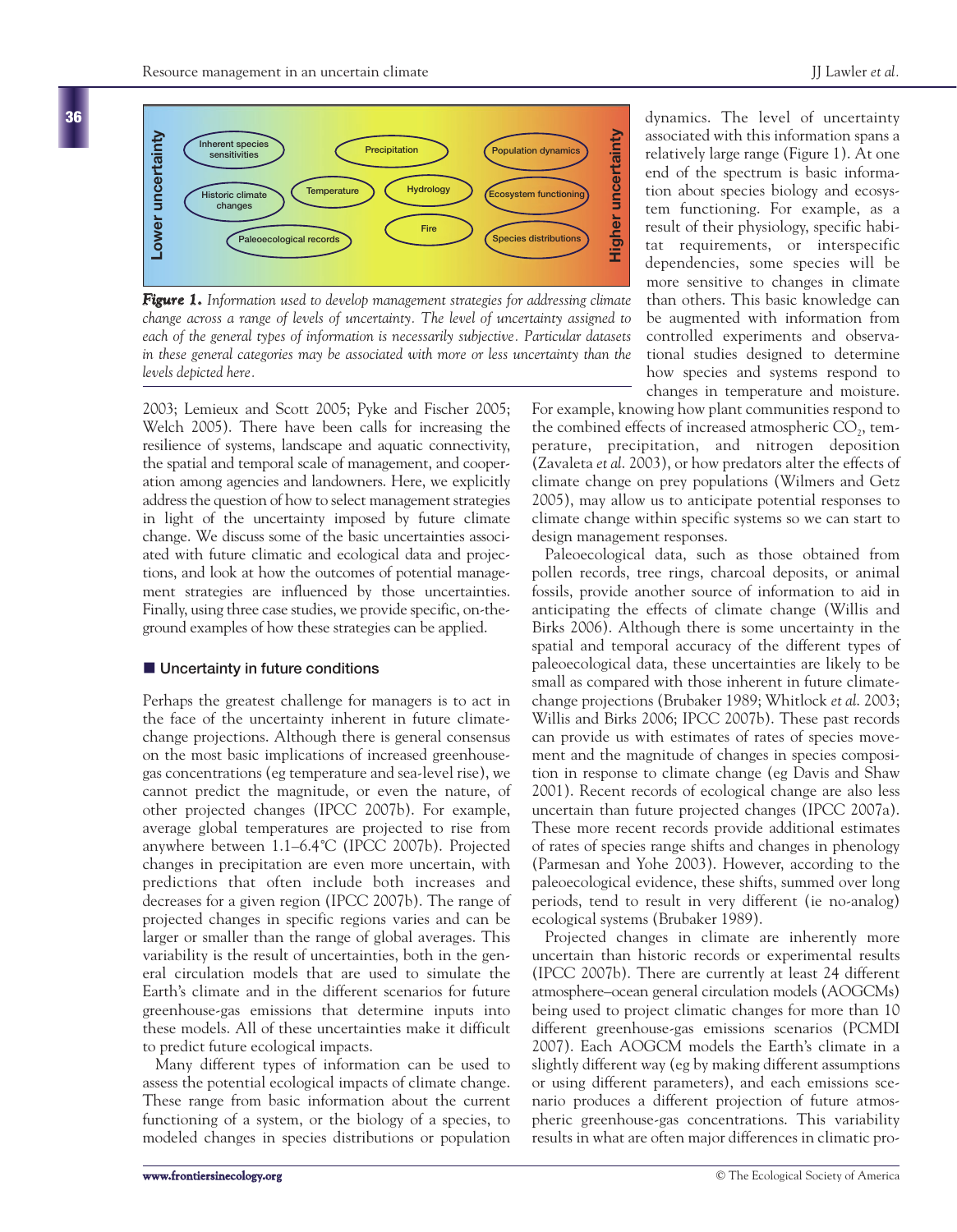Figure 1. *Information used to develop management strategies for addressing climate change across a range of levels of uncertainty. The level of uncertainty assigned to each of the general types of information is necessarily subjective. Particular datasets in these general categories may be associated with more or less uncertainty than the levels depicted here.*

2003; Lemieux and Scott 2005; Pyke and Fischer 2005; Welch 2005). There have been calls for increasing the resilience of systems, landscape and aquatic connectivity, the spatial and temporal scale of management, and cooperation among agencies and landowners. Here, we explicitly address the question of how to select management strategies in light of the uncertainty imposed by future climate change. We discuss some of the basic uncertainties associated with future climatic and ecological data and projections, and look at how the outcomes of potential management strategies are influenced by those uncertainties. Finally, using three case studies, we provide specific, on-the-ground examples of how these strategies can be applied.

## Uncertainty in future conditions

Perhaps the greatest challenge for managers is to act in the face of the uncertainty inherent in future climate-change projections. Although there is general consensus on the most basic implications of increased greenhouse-gas concentrations (eg temperature and sea-level rise), we cannot predict the magnitude, or even the nature, of other projected changes (IPCC 2007b). For example, average global temperatures are projected to rise from anywhere between 1.1–6.4°C (IPCC 2007b). Projected changes in precipitation are even more uncertain, with predictions that often include both increases and decreases for a given region (IPCC 2007b). The range of projected changes in specific regions varies and can be larger or smaller than the range of global averages. This variability is the result of uncertainties, both in the general circulation models that are used to simulate the Earth's climate and in the different scenarios for future greenhouse-gas emissions that determine inputs into these models. All of these uncertainties make it difficult to predict future ecological impacts.

Many different types of information can be used to assess the potential ecological impacts of climate change. These range from basic information about the current functioning of a system, or the biology of a species, to modeled changes in species distributions or population dynamics. The level of uncertainty associated with this information spans a relatively large range (Figure 1). At one end of the spectrum is basic information about species biology and ecosystem functioning. For example, as a result of their physiology, specific habitat requirements, or interspecific dependencies, some species will be more sensitive to changes in climate than others. This basic knowledge can be augmented with information from controlled experiments and observational studies designed to determine how species and systems respond to changes in temperature and moisture. For example, knowing how plant communities respond to the combined effects of increased atmospheric $CO_2$, temperature, precipitation, and nitrogen deposition (Zavaleta *et al.* 2003), or how predators alter the effects of climate change on prey populations (Wilmers and Getz 2005), may allow us to anticipate potential responses to climate change within specific systems so we can start to design management responses.

Paleoecological data, such as those obtained from pollen records, tree rings, charcoal deposits, or animal fossils, provide another source of information to aid in anticipating the effects of climate change (Willis and Birks 2006). Although there is some uncertainty in the spatial and temporal accuracy of the different types of paleoecological data, these uncertainties are likely to be small as compared with those inherent in future climate-change projections (Brubaker 1989; Whitlock *et al.* 2003; Willis and Birks 2006; IPCC 2007b). These past records can provide us with estimates of rates of species movement and the magnitude of changes in species composition in response to climate change (eg Davis and Shaw 2001). Recent records of ecological change are also less uncertain than future projected changes (IPCC 2007a). These more recent records provide additional estimates of rates of species range shifts and changes in phenology (Parmesan and Yohe 2003). However, according to the paleoecological evidence, these shifts, summed over long periods, tend to result in very different (ie no-analog) ecological systems (Brubaker 1989).

Projected changes in climate are inherently more uncertain than historic records or experimental results (IPCC 2007b). There are currently at least 24 different atmosphere–ocean general circulation models (AOGCMs) being used to project climatic changes for more than 10 different greenhouse-gas emissions scenarios (PCMDI 2007). Each AOGCM models the Earth's climate in a slightly different way (eg by making different assumptions or using different parameters), and each emissions scenario produces a different projection of future atmospheric greenhouse-gas concentrations. This variability results in what are often major differences in climatic pro-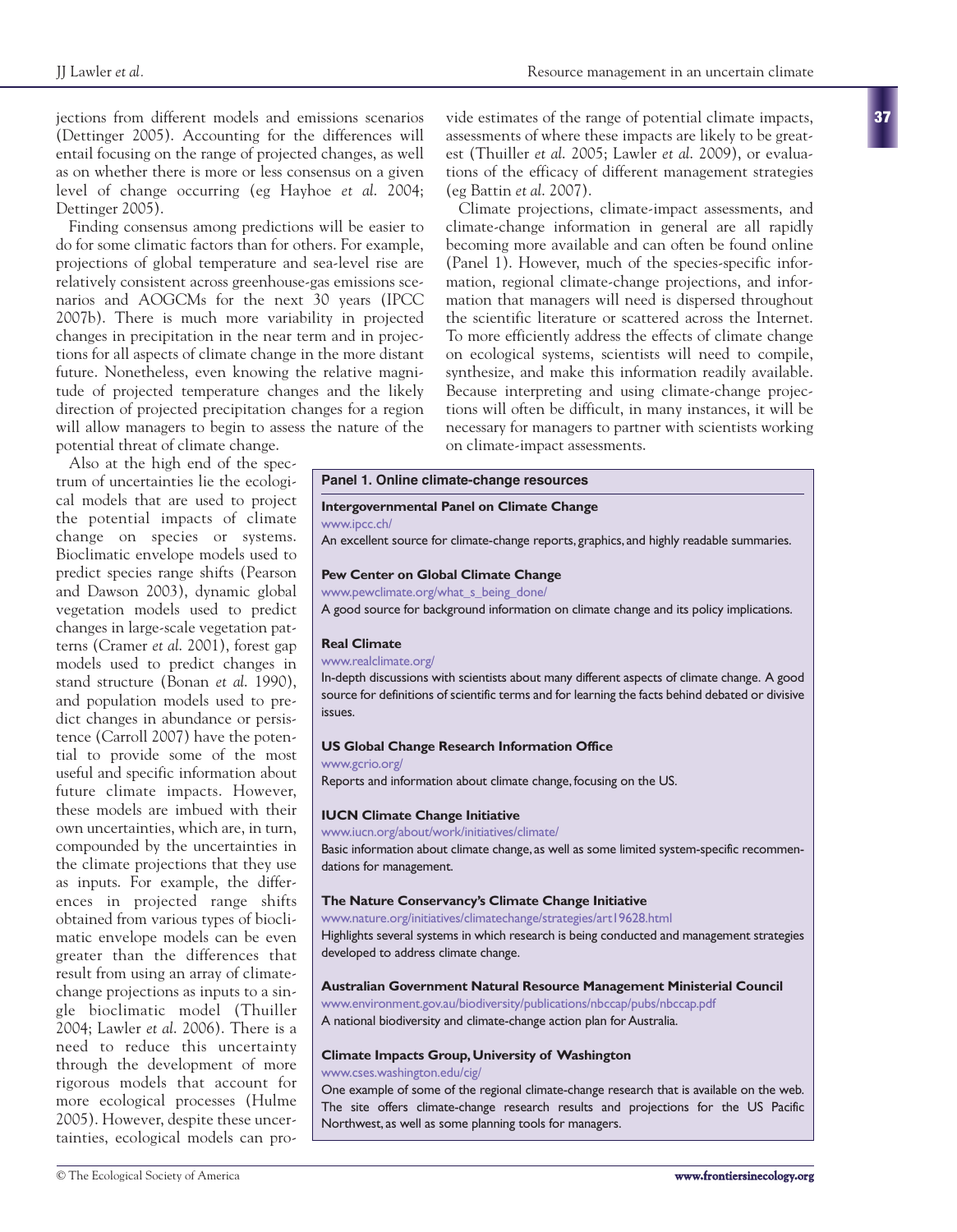jections from different models and emissions scenarios (Dettinger 2005). Accounting for the differences will entail focusing on the range of projected changes, as well as on whether there is more or less consensus on a given level of change occurring (eg Hayhoe *et al.* 2004; Dettinger 2005).

Finding consensus among predictions will be easier to do for some climatic factors than for others. For example, projections of global temperature and sea-level rise are relatively consistent across greenhouse-gas emissions scenarios and AOGCMs for the next 30 years (IPCC 2007b). There is much more variability in projected changes in precipitation in the near term and in projections for all aspects of climate change in the more distant future. Nonetheless, even knowing the relative magnitude of projected temperature changes and the likely direction of projected precipitation changes for a region will allow managers to begin to assess the nature of the potential threat of climate change.

Also at the high end of the spectrum of uncertainties lie the ecological models that are used to project the potential impacts of climate change on species or systems. Bioclimatic envelope models used to predict species range shifts (Pearson and Dawson 2003), dynamic global vegetation models used to predict changes in large-scale vegetation patterns (Cramer *et al.* 2001), forest gap models used to predict changes in stand structure (Bonan *et al.* 1990), and population models used to predict changes in abundance or persistence (Carroll 2007) have the potential to provide some of the most useful and specific information about future climate impacts. However, these models are imbued with their own uncertainties, which are, in turn, compounded by the uncertainties in the climate projections that they use as inputs. For example, the differences in projected range shifts obtained from various types of bioclimatic envelope models can be even greater than the differences that result from using an array of climate-change projections as inputs to a single bioclimatic model (Thuiller 2004; Lawler *et al.* 2006). There is a need to reduce this uncertainty through the development of more rigorous models that account for more ecological processes (Hulme 2005). However, despite these uncertainties, ecological models can provide estimates of the range of potential climate impacts, assessments of where these impacts are likely to be greatest (Thuiller *et al.* 2005; Lawler *et al.* 2009), or evaluations of the efficacy of different management strategies (eg Battin *et al.* 2007).

Climate projections, climate-impact assessments, and climate-change information in general are all rapidly becoming more available and can often be found online (Panel 1). However, much of the species-specific information, regional climate-change projections, and information that managers will need is dispersed throughout the scientific literature or scattered across the Internet. To more efficiently address the effects of climate change on ecological systems, scientists will need to compile, synthesize, and make this information readily available. Because interpreting and using climate-change projections will often be difficult, in many instances, it will be necessary for managers to partner with scientists working on climate-impact assessments.

**Panel 1. Online climate-change resources**

**Intergovernmental Panel on Climate Change**
www.ipcc.ch/
An excellent source for climate-change reports, graphics, and highly readable summaries.

**Pew Center on Global Climate Change**
www.pewclimate.org/what_s_being_done/
A good source for background information on climate change and its policy implications.

**Real Climate**
www.realclimate.org/
In-depth discussions with scientists about many different aspects of climate change. A good source for definitions of scientific terms and for learning the facts behind debated or divisive issues.

**US Global Change Research Information Office**
www.gcrio.org/
Reports and information about climate change, focusing on the US.

**IUCN Climate Change Initiative**
www.iucn.org/about/work/initiatives/climate/
Basic information about climate change, as well as some limited system-specific recommendations for management.

**The Nature Conservancy's Climate Change Initiative**
www.nature.org/initiatives/climatechange/strategies/art19628.html
Highlights several systems in which research is being conducted and management strategies developed to address climate change.

**Australian Government Natural Resource Management Ministerial Council**
www.environment.gov.au/biodiversity/publications/nbccap/pubs/nbccap.pdf
A national biodiversity and climate-change action plan for Australia.

**Climate Impacts Group, University of Washington**
www.cses.washington.edu/cig/
One example of some of the regional climate-change research that is available on the web. The site offers climate-change research results and projections for the US Pacific Northwest, as well as some planning tools for managers.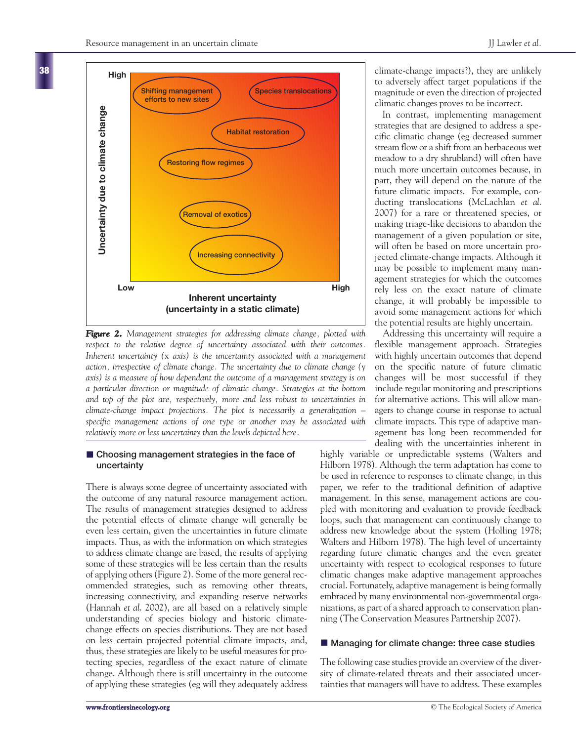*Figure 2. Management strategies for addressing climate change, plotted with respect to the relative degree of uncertainty associated with their outcomes. Inherent uncertainty (x axis) is the uncertainty associated with a management action, irrespective of climate change. The uncertainty due to climate change (y axis) is a measure of how dependant the outcome of a management strategy is on a particular direction or magnitude of climatic change. Strategies at the bottom and top of the plot are, respectively, more and less robust to uncertainties in climate-change impact projections. The plot is necessarily a generalization – specific management actions of one type or another may be associated with relatively more or less uncertainty than the levels depicted here.*

## Choosing management strategies in the face of uncertainty

There is always some degree of uncertainty associated with the outcome of any natural resource management action. The results of management strategies designed to address the potential effects of climate change will generally be even less certain, given the uncertainties in future climate impacts. Thus, as with the information on which strategies to address climate change are based, the results of applying some of these strategies will be less certain than the results of applying others (Figure 2). Some of the more general recommended strategies, such as removing other threats, increasing connectivity, and expanding reserve networks (Hannah *et al.* 2002), are all based on a relatively simple understanding of species biology and historic climate-change effects on species distributions. They are not based on less certain projected potential climate impacts, and, thus, these strategies are likely to be useful measures for protecting species, regardless of the exact nature of climate change. Although there is still uncertainty in the outcome of applying these strategies (eg will they adequately address climate-change impacts?), they are unlikely to adversely affect target populations if the magnitude or even the direction of projected climatic changes proves to be incorrect.

In contrast, implementing management strategies that are designed to address a specific climatic change (eg decreased summer stream flow or a shift from an herbaceous wet meadow to a dry shrubland) will often have much more uncertain outcomes because, in part, they will depend on the nature of the future climatic impacts. For example, conducting translocations (McLachlan *et al.* 2007) for a rare or threatened species, or making triage-like decisions to abandon the management of a given population or site, will often be based on more uncertain projected climate-change impacts. Although it may be possible to implement many management strategies for which the outcomes rely less on the exact nature of climate change, it will probably be impossible to avoid some management actions for which the potential results are highly uncertain.

Addressing this uncertainty will require a flexible management approach. Strategies with highly uncertain outcomes that depend on the specific nature of future climatic changes will be most successful if they include regular monitoring and prescriptions for alternative actions. This will allow managers to change course in response to actual climate impacts. This type of adaptive management has long been recommended for dealing with the uncertainties inherent in highly variable or unpredictable systems (Walters and Hilborn 1978). Although the term adaptation has come to be used in reference to responses to climate change, in this paper, we refer to the traditional definition of adaptive management. In this sense, management actions are coupled with monitoring and evaluation to provide feedback loops, such that management can continuously change to address new knowledge about the system (Holling 1978; Walters and Hilborn 1978). The high level of uncertainty regarding future climatic changes and the even greater uncertainty with respect to ecological responses to future climatic changes make adaptive management approaches crucial. Fortunately, adaptive management is being formally embraced by many environmental non-governmental organizations, as part of a shared approach to conservation planning (The Conservation Measures Partnership 2007).

## Managing for climate change: three case studies

The following case studies provide an overview of the diversity of climate-related threats and their associated uncertainties that managers will have to address. These examples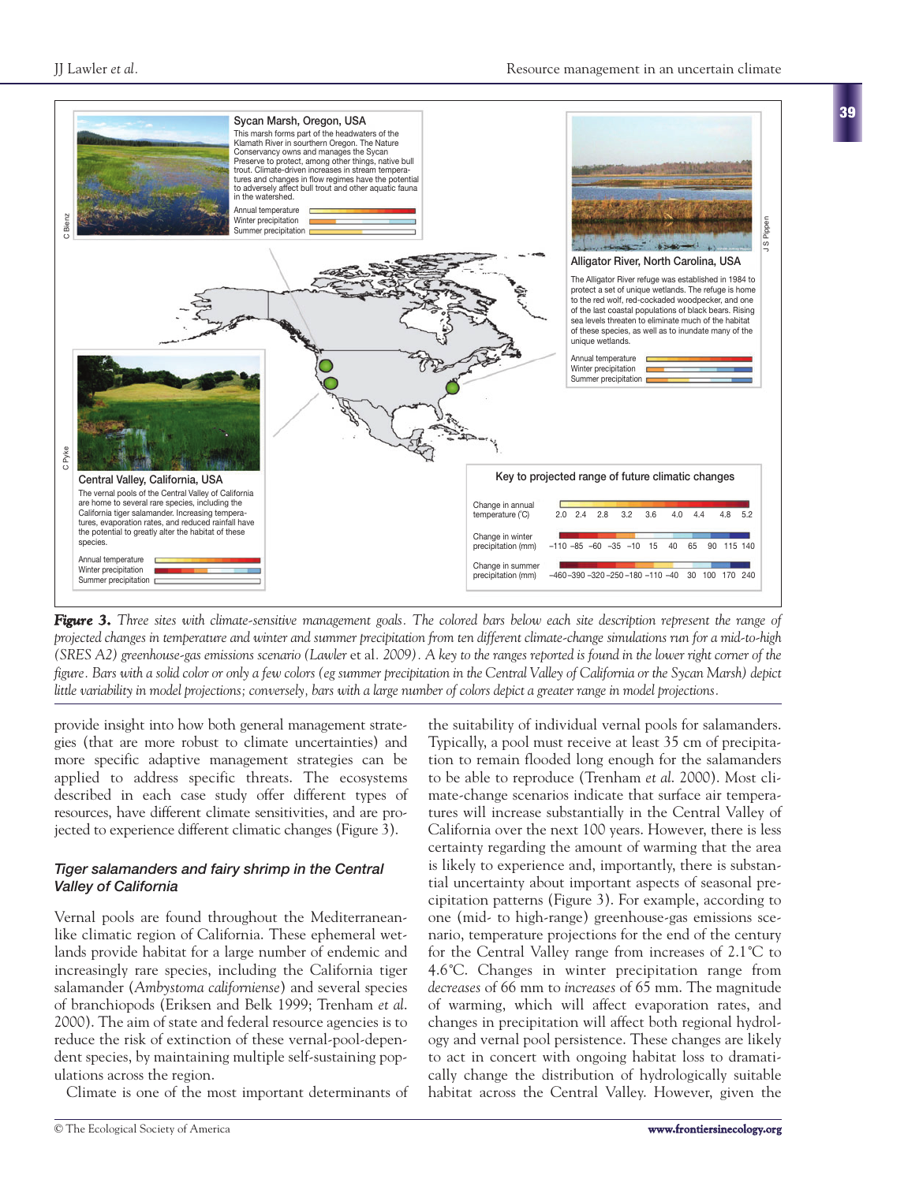Sycan Marsh, Oregon, USA

This marsh forms part of the headwaters of the Klamath River in southern Oregon. The Nature Conservancy owns and manages the Sycan Preserve to protect, among other things, native bull trout. Climate-driven increases in stream temperatures and changes in flow regimes have the potential to adversely affect bull trout and other aquatic fauna in the watershed.

Alligator River, North Carolina, USA

The Alligator River refuge was established in 1984 to protect a set of unique wetlands. The refuge is home to the red wolf, red-cockaded woodpecker, and one of the last coastal populations of black bears. Rising sea levels threaten to eliminate much of the habitat of these species, as well as to inundate many of the unique wetlands.

Central Valley, California, USA

The vernal pools of the Central Valley of California are home to several rare species, including the California tiger salamander. Increasing temperatures, evaporation rates, and reduced rainfall have the potential to greatly alter the habitat of these species.

Key to projected range of future climatic changes

| Variable | Values |
|---|---|
| Change in annual temperature (°C) | 2.0, 2.4, 2.8, 3.2, 3.6, 4.0, 4.4, 4.8, 5.2 |
| Change in winter precipitation (mm) | −110, −85, −60, −35, −10, 15, 40, 65, 90, 115, 140 |
| Change in summer precipitation (mm) | −460, −390, −320, −250, −180, −110, −40, 30, 100, 170, 240 |

***Figure 3.*** *Three sites with climate-sensitive management goals. The colored bars below each site description represent the range of projected changes in temperature and winter and summer precipitation from ten different climate-change simulations run for a mid-to-high (SRES A2) greenhouse-gas emissions scenario (Lawler* et al. *2009). A key to the ranges reported is found in the lower right corner of the figure. Bars with a solid color or only a few colors (eg summer precipitation in the Central Valley of California or the Sycan Marsh) depict little variability in model projections; conversely, bars with a large number of colors depict a greater range in model projections.*

provide insight into how both general management strategies (that are more robust to climate uncertainties) and more specific adaptive management strategies can be applied to address specific threats. The ecosystems described in each case study offer different types of resources, have different climate sensitivities, and are projected to experience different climatic changes (Figure 3).

### *Tiger salamanders and fairy shrimp in the Central Valley of California*

Vernal pools are found throughout the Mediterranean-like climatic region of California. These ephemeral wetlands provide habitat for a large number of endemic and increasingly rare species, including the California tiger salamander (*Ambystoma californiense*) and several species of branchiopods (Eriksen and Belk 1999; Trenham *et al.* 2000). The aim of state and federal resource agencies is to reduce the risk of extinction of these vernal-pool-dependent species, by maintaining multiple self-sustaining populations across the region.

Climate is one of the most important determinants of the suitability of individual vernal pools for salamanders. Typically, a pool must receive at least 35 cm of precipitation to remain flooded long enough for the salamanders to be able to reproduce (Trenham *et al.* 2000). Most climate-change scenarios indicate that surface air temperatures will increase substantially in the Central Valley of California over the next 100 years. However, there is less certainty regarding the amount of warming that the area is likely to experience and, importantly, there is substantial uncertainty about important aspects of seasonal precipitation patterns (Figure 3). For example, according to one (mid- to high-range) greenhouse-gas emissions scenario, temperature projections for the end of the century for the Central Valley range from increases of 2.1°C to 4.6°C. Changes in winter precipitation range from *decreases* of 66 mm to *increases* of 65 mm. The magnitude of warming, which will affect evaporation rates, and changes in precipitation will affect both regional hydrology and vernal pool persistence. These changes are likely to act in concert with ongoing habitat loss to dramatically change the distribution of hydrologically suitable habitat across the Central Valley. However, given the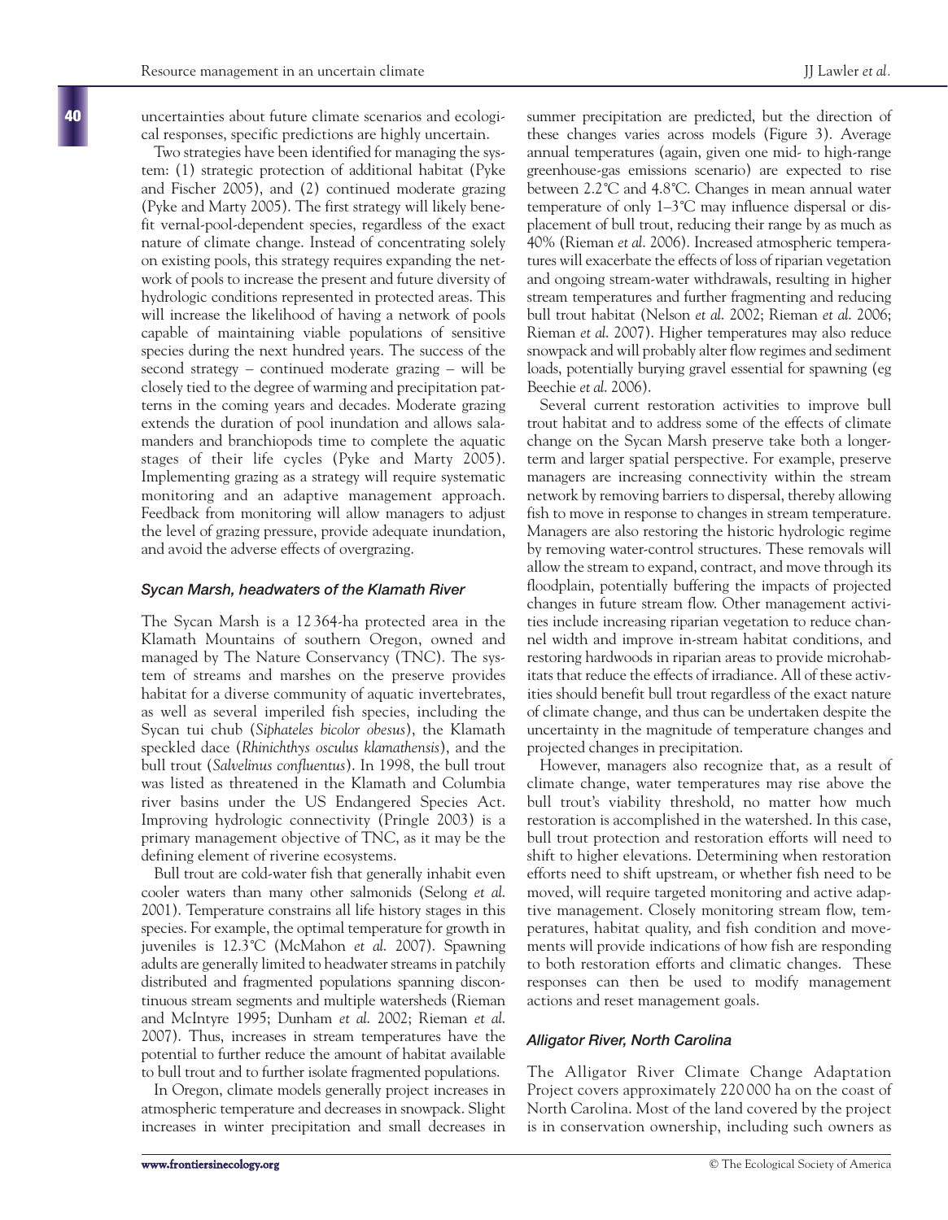uncertainties about future climate scenarios and ecological responses, specific predictions are highly uncertain.

Two strategies have been identified for managing the system: (1) strategic protection of additional habitat (Pyke and Fischer 2005), and (2) continued moderate grazing (Pyke and Marty 2005). The first strategy will likely benefit vernal-pool-dependent species, regardless of the exact nature of climate change. Instead of concentrating solely on existing pools, this strategy requires expanding the network of pools to increase the present and future diversity of hydrologic conditions represented in protected areas. This will increase the likelihood of having a network of pools capable of maintaining viable populations of sensitive species during the next hundred years. The success of the second strategy – continued moderate grazing – will be closely tied to the degree of warming and precipitation patterns in the coming years and decades. Moderate grazing extends the duration of pool inundation and allows salamanders and branchiopods time to complete the aquatic stages of their life cycles (Pyke and Marty 2005). Implementing grazing as a strategy will require systematic monitoring and an adaptive management approach. Feedback from monitoring will allow managers to adjust the level of grazing pressure, provide adequate inundation, and avoid the adverse effects of overgrazing.

### *Sycan Marsh, headwaters of the Klamath River*

The Sycan Marsh is a 12 364-ha protected area in the Klamath Mountains of southern Oregon, owned and managed by The Nature Conservancy (TNC). The system of streams and marshes on the preserve provides habitat for a diverse community of aquatic invertebrates, as well as several imperiled fish species, including the Sycan tui chub (*Siphateles bicolor obesus*), the Klamath speckled dace (*Rhinichthys osculus klamathensis*), and the bull trout (*Salvelinus confluentus*). In 1998, the bull trout was listed as threatened in the Klamath and Columbia river basins under the US Endangered Species Act. Improving hydrologic connectivity (Pringle 2003) is a primary management objective of TNC, as it may be the defining element of riverine ecosystems.

Bull trout are cold-water fish that generally inhabit even cooler waters than many other salmonids (Selong *et al.* 2001). Temperature constrains all life history stages in this species. For example, the optimal temperature for growth in juveniles is 12.3°C (McMahon *et al.* 2007). Spawning adults are generally limited to headwater streams in patchily distributed and fragmented populations spanning discontinuous stream segments and multiple watersheds (Rieman and McIntyre 1995; Dunham *et al.* 2002; Rieman *et al.* 2007). Thus, increases in stream temperatures have the potential to further reduce the amount of habitat available to bull trout and to further isolate fragmented populations.

In Oregon, climate models generally project increases in atmospheric temperature and decreases in snowpack. Slight increases in winter precipitation and small decreases in summer precipitation are predicted, but the direction of these changes varies across models (Figure 3). Average annual temperatures (again, given one mid- to high-range greenhouse-gas emissions scenario) are expected to rise between 2.2°C and 4.8°C. Changes in mean annual water temperature of only 1–3°C may influence dispersal or displacement of bull trout, reducing their range by as much as 40% (Rieman *et al.* 2006). Increased atmospheric temperatures will exacerbate the effects of loss of riparian vegetation and ongoing stream-water withdrawals, resulting in higher stream temperatures and further fragmenting and reducing bull trout habitat (Nelson *et al.* 2002; Rieman *et al.* 2006; Rieman *et al.* 2007). Higher temperatures may also reduce snowpack and will probably alter flow regimes and sediment loads, potentially burying gravel essential for spawning (eg Beechie *et al.* 2006).

Several current restoration activities to improve bull trout habitat and to address some of the effects of climate change on the Sycan Marsh preserve take both a longer-term and larger spatial perspective. For example, preserve managers are increasing connectivity within the stream network by removing barriers to dispersal, thereby allowing fish to move in response to changes in stream temperature. Managers are also restoring the historic hydrologic regime by removing water-control structures. These removals will allow the stream to expand, contract, and move through its floodplain, potentially buffering the impacts of projected changes in future stream flow. Other management activities include increasing riparian vegetation to reduce channel width and improve in-stream habitat conditions, and restoring hardwoods in riparian areas to provide microhabitats that reduce the effects of irradiance. All of these activities should benefit bull trout regardless of the exact nature of climate change, and thus can be undertaken despite the uncertainty in the magnitude of temperature changes and projected changes in precipitation.

However, managers also recognize that, as a result of climate change, water temperatures may rise above the bull trout's viability threshold, no matter how much restoration is accomplished in the watershed. In this case, bull trout protection and restoration efforts will need to shift to higher elevations. Determining when restoration efforts need to shift upstream, or whether fish need to be moved, will require targeted monitoring and active adaptive management. Closely monitoring stream flow, temperatures, habitat quality, and fish condition and movements will provide indications of how fish are responding to both restoration efforts and climatic changes. These responses can then be used to modify management actions and reset management goals.

### *Alligator River, North Carolina*

The Alligator River Climate Change Adaptation Project covers approximately 220 000 ha on the coast of North Carolina. Most of the land covered by the project is in conservation ownership, including such owners as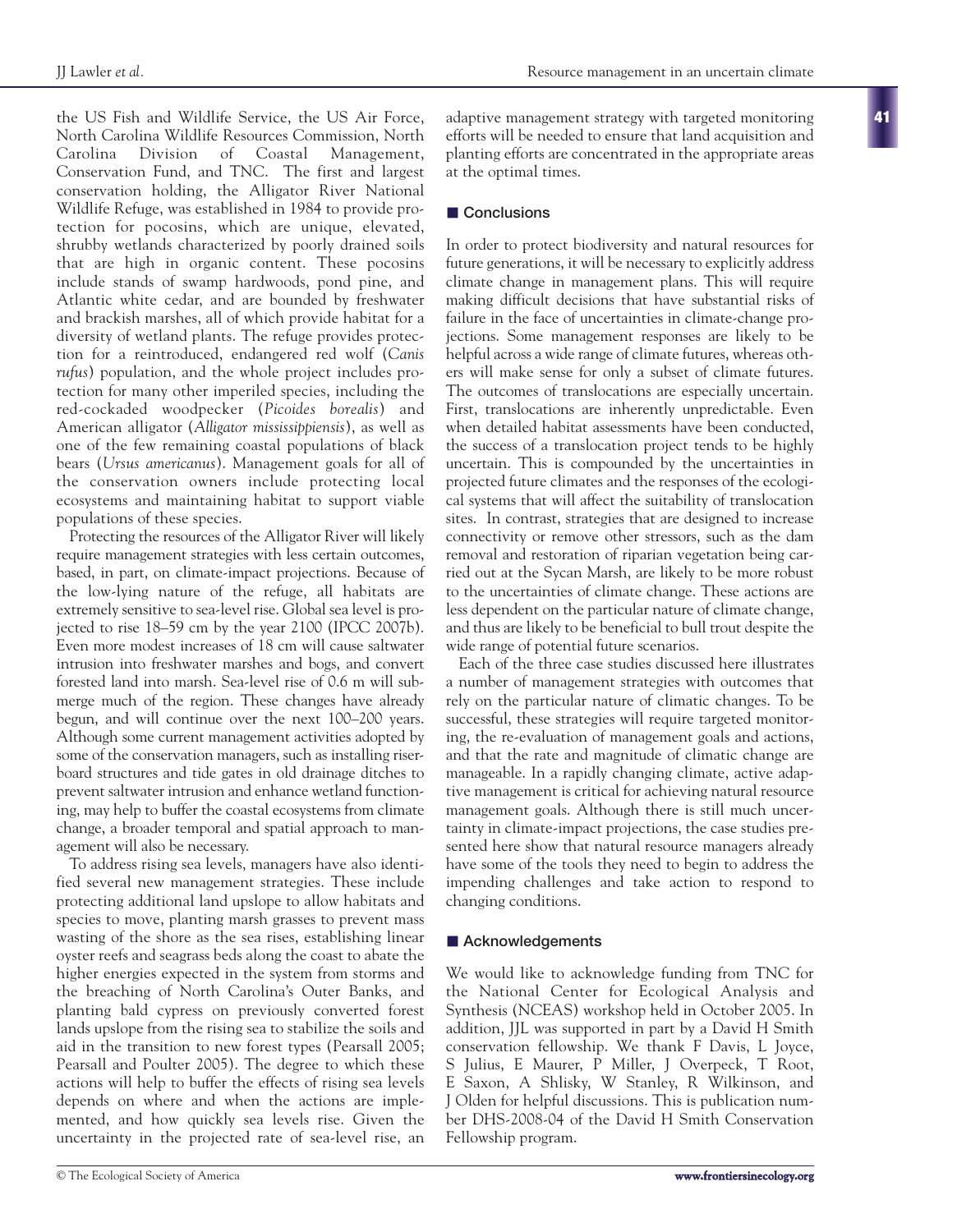the US Fish and Wildlife Service, the US Air Force, North Carolina Wildlife Resources Commission, North Carolina Division of Coastal Management, Conservation Fund, and TNC. The first and largest conservation holding, the Alligator River National Wildlife Refuge, was established in 1984 to provide protection for pocosins, which are unique, elevated, shrubby wetlands characterized by poorly drained soils that are high in organic content. These pocosins include stands of swamp hardwoods, pond pine, and Atlantic white cedar, and are bounded by freshwater and brackish marshes, all of which provide habitat for a diversity of wetland plants. The refuge provides protection for a reintroduced, endangered red wolf (*Canis rufus*) population, and the whole project includes protection for many other imperiled species, including the red-cockaded woodpecker (*Picoides borealis*) and American alligator (*Alligator mississippiensis*), as well as one of the few remaining coastal populations of black bears (*Ursus americanus*). Management goals for all of the conservation owners include protecting local ecosystems and maintaining habitat to support viable populations of these species.

Protecting the resources of the Alligator River will likely require management strategies with less certain outcomes, based, in part, on climate-impact projections. Because of the low-lying nature of the refuge, all habitats are extremely sensitive to sea-level rise. Global sea level is projected to rise 18–59 cm by the year 2100 (IPCC 2007b). Even more modest increases of 18 cm will cause saltwater intrusion into freshwater marshes and bogs, and convert forested land into marsh. Sea-level rise of 0.6 m will submerge much of the region. These changes have already begun, and will continue over the next 100–200 years. Although some current management activities adopted by some of the conservation managers, such as installing riserboard structures and tide gates in old drainage ditches to prevent saltwater intrusion and enhance wetland functioning, may help to buffer the coastal ecosystems from climate change, a broader temporal and spatial approach to management will also be necessary.

To address rising sea levels, managers have also identified several new management strategies. These include protecting additional land upslope to allow habitats and species to move, planting marsh grasses to prevent mass wasting of the shore as the sea rises, establishing linear oyster reefs and seagrass beds along the coast to abate the higher energies expected in the system from storms and the breaching of North Carolina's Outer Banks, and planting bald cypress on previously converted forest lands upslope from the rising sea to stabilize the soils and aid in the transition to new forest types (Pearsall 2005; Pearsall and Poulter 2005). The degree to which these actions will help to buffer the effects of rising sea levels depends on where and when the actions are implemented, and how quickly sea levels rise. Given the uncertainty in the projected rate of sea-level rise, an adaptive management strategy with targeted monitoring efforts will be needed to ensure that land acquisition and planting efforts are concentrated in the appropriate areas at the optimal times.

## Conclusions

In order to protect biodiversity and natural resources for future generations, it will be necessary to explicitly address climate change in management plans. This will require making difficult decisions that have substantial risks of failure in the face of uncertainties in climate-change projections. Some management responses are likely to be helpful across a wide range of climate futures, whereas others will make sense for only a subset of climate futures. The outcomes of translocations are especially uncertain. First, translocations are inherently unpredictable. Even when detailed habitat assessments have been conducted, the success of a translocation project tends to be highly uncertain. This is compounded by the uncertainties in projected future climates and the responses of the ecological systems that will affect the suitability of translocation sites. In contrast, strategies that are designed to increase connectivity or remove other stressors, such as the dam removal and restoration of riparian vegetation being carried out at the Sycan Marsh, are likely to be more robust to the uncertainties of climate change. These actions are less dependent on the particular nature of climate change, and thus are likely to be beneficial to bull trout despite the wide range of potential future scenarios.

Each of the three case studies discussed here illustrates a number of management strategies with outcomes that rely on the particular nature of climatic changes. To be successful, these strategies will require targeted monitoring, the re-evaluation of management goals and actions, and that the rate and magnitude of climatic change are manageable. In a rapidly changing climate, active adaptive management is critical for achieving natural resource management goals. Although there is still much uncertainty in climate-impact projections, the case studies presented here show that natural resource managers already have some of the tools they need to begin to address the impending challenges and take action to respond to changing conditions.

## Acknowledgements

We would like to acknowledge funding from TNC for the National Center for Ecological Analysis and Synthesis (NCEAS) workshop held in October 2005. In addition, JJL was supported in part by a David H Smith conservation fellowship. We thank F Davis, L Joyce, S Julius, E Maurer, P Miller, J Overpeck, T Root, E Saxon, A Shlisky, W Stanley, R Wilkinson, and J Olden for helpful discussions. This is publication number DHS-2008-04 of the David H Smith Conservation Fellowship program.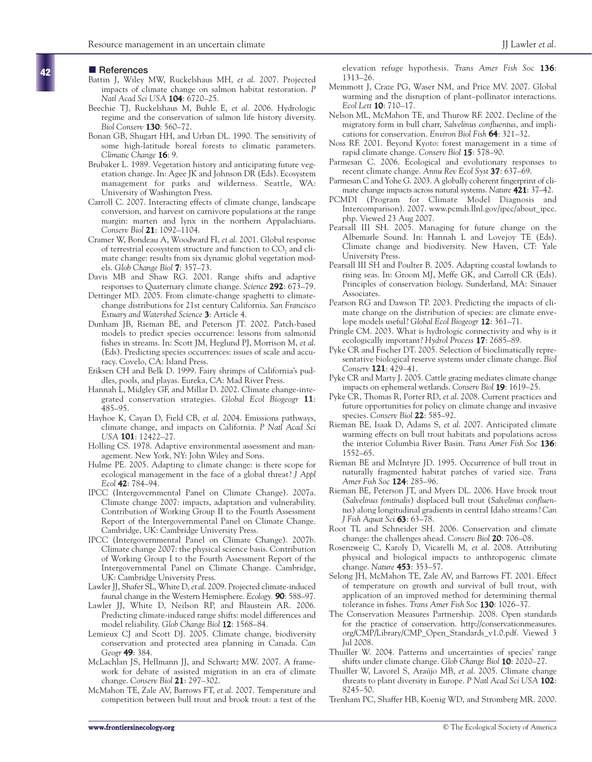## References

Battin J, Wiley MW, Ruckelshaus MH, *et al.* 2007. Projected impacts of climate change on salmon habitat restoration. *P Natl Acad Sci USA* **104**: 6720–25.

Beechie TJ, Ruckelshaus M, Buhle E, *et al.* 2006. Hydrologic regime and the conservation of salmon life history diversity. *Biol Conserv* **130**: 560–72.

Bonan GB, Shugart HH, and Urban DL. 1990. The sensitivity of some high-latitude boreal forests to climatic parameters. *Climatic Change* **16**: 9.

Brubaker L. 1989. Vegetation history and anticipating future vegetation change. In: Agee JK and Johnson DR (Eds). Ecosystem management for parks and wilderness. Seattle, WA: University of Washington Press.

Carroll C. 2007. Interacting effects of climate change, landscape conversion, and harvest on carnivore populations at the range margin: marten and lynx in the northern Appalachians. *Conserv Biol* **21**: 1092–1104.

Cramer W, Bondeau A, Woodward FI, *et al.* 2001. Global response of terrestrial ecosystem structure and function to $CO_2$ and climate change: results from six dynamic global vegetation models. *Glob Change Biol* **7**: 357–73.

Davis MB and Shaw RG. 2001. Range shifts and adaptive responses to Quaternary climate change. *Science* **292**: 673–79.

Dettinger MD. 2005. From climate-change spaghetti to climate-change distributions for 21st century California. *San Francisco Estuary and Watershed Science* **3**: Article 4.

Dunham JB, Rieman BE, and Peterson JT. 2002. Patch-based models to predict species occurrence: lessons from salmonid fishes in streams. In: Scott JM, Heglund PJ, Morrison M, *et al.* (Eds). Predicting species occurrences: issues of scale and accuracy. Covelo, CA: Island Press.

Eriksen CH and Belk D. 1999. Fairy shrimps of California's puddles, pools, and playas. Eureka, CA: Mad River Press.

Hannah L, Midgley GF, and Millar D. 2002. Climate change-integrated conservation strategies. *Global Ecol Biogeogr* **11**: 485–95.

Hayhoe K, Cayan D, Field CB, *et al.* 2004. Emissions pathways, climate change, and impacts on California. *P Natl Acad Sci USA* **101**: 12422–27.

Holling CS. 1978. Adaptive environmental assessment and management. New York, NY: John Wiley and Sons.

Hulme PE. 2005. Adapting to climate change: is there scope for ecological management in the face of a global threat? *J Appl Ecol* **42**: 784–94.

IPCC (Intergovernmental Panel on Climate Change). 2007a. Climate change 2007: impacts, adaptation and vulnerability. Contribution of Working Group II to the Fourth Assessment Report of the Intergovernmental Panel on Climate Change. Cambridge, UK: Cambridge University Press.

IPCC (Intergovernmental Panel on Climate Change). 2007b. Climate change 2007: the physical science basis. Contribution of Working Group I to the Fourth Assessment Report of the Intergovernmental Panel on Climate Change. Cambridge, UK: Cambridge University Press.

Lawler JJ, Shafer SL, White D, *et al.* 2009. Projected climate-induced faunal change in the Western Hemisphere. *Ecology*. **90**: 588–97.

Lawler JJ, White D, Neilson RP, and Blaustein AR. 2006. Predicting climate-induced range shifts: model differences and model reliability. *Glob Change Biol* **12**: 1568–84.

Lemieux CJ and Scott DJ. 2005. Climate change, biodiversity conservation and protected area planning in Canada. *Can Geogr* **49**: 384.

McLachlan JS, Hellmann JJ, and Schwartz MW. 2007. A framework for debate of assisted migration in an era of climate change. *Conserv Biol* **21**: 297–302.

McMahon TE, Zale AV, Barrows FT, *et al.* 2007. Temperature and competition between bull trout and brook trout: a test of the elevation refuge hypothesis. *Trans Amer Fish Soc* **136**: 1313–26.

Memmott J, Craze PG, Waser NM, and Price MV. 2007. Global warming and the disruption of plant–pollinator interactions. *Ecol Lett* **10**: 710–17.

Nelson ML, McMahon TE, and Thurow RF. 2002. Decline of the migratory form in bull charr, *Salvelinus confluentus*, and implications for conservation. *Environ Biol Fish* **64**: 321–32.

Noss RF. 2001. Beyond Kyoto: forest management in a time of rapid climate change. *Conserv Biol* **15**: 578–90.

Parmesan C. 2006. Ecological and evolutionary responses to recent climate change. *Annu Rev Ecol Syst* **37**: 637–69.

Parmesan C and Yohe G. 2003. A globally coherent fingerprint of climate change impacts across natural systems. *Nature* **421**: 37–42.

PCMDI (Program for Climate Model Diagnosis and Intercomparison). 2007. www.pcmdi.llnl.gov/ipcc/about_ipcc.php. Viewed 23 Aug 2007.

Pearsall III SH. 2005. Managing for future change on the Albemarle Sound. In: Hannah L and Lovejoy TE (Eds). Climate change and biodiversity. New Haven, CT: Yale University Press.

Pearsall III SH and Poulter B. 2005. Adapting coastal lowlands to rising seas. In: Groom MJ, Meffe GK, and Carroll CR (Eds). Principles of conservation biology. Sunderland, MA: Sinauer Associates.

Pearson RG and Dawson TP. 2003. Predicting the impacts of climate change on the distribution of species: are climate envelope models useful? *Global Ecol Biogeogr* **12**: 361–71.

Pringle CM. 2003. What is hydrologic connectivity and why is it ecologically important? *Hydrol Process* **17**: 2685–89.

Pyke CR and Fischer DT. 2005. Selection of bioclimatically representative biological reserve systems under climate change. *Biol Conserv* **121**: 429–41.

Pyke CR and Marty J. 2005. Cattle grazing mediates climate change impacts on ephemeral wetlands. *Conserv Biol* **19**: 1619–25.

Pyke CR, Thomas R, Porter RD, *et al.* 2008. Current practices and future opportunities for policy on climate change and invasive species. *Conserv Biol* **22**: 585–92.

Rieman BE, Isaak D, Adams S, *et al.* 2007. Anticipated climate warming effects on bull trout habitats and populations across the interior Columbia River Basin. *Trans Amer Fish Soc* **136**: 1552–65.

Rieman BE and McIntyre JD. 1995. Occurrence of bull trout in naturally fragmented habitat patches of varied size. *Trans Amer Fish Soc* **124**: 285–96.

Rieman BE, Peterson JT, and Myers DL. 2006. Have brook trout (*Salvelinus fontinalis*) displaced bull trout (*Salvelinus confluentus*) along longitudinal gradients in central Idaho streams? *Can J Fish Aquat Sci* **63**: 63–78.

Root TL and Schneider SH. 2006. Conservation and climate change: the challenges ahead. *Conserv Biol* **20**: 706–08.

Rosenzweig C, Karoly D, Vicarelli M, *et al.* 2008. Attributing physical and biological impacts to anthropogenic climate change. *Nature* **453**: 353–57.

Selong JH, McMahon TE, Zale AV, and Barrows FT. 2001. Effect of temperature on growth and survival of bull trout, with application of an improved method for determining thermal tolerance in fishes. *Trans Amer Fish Soc* **130**: 1026–37.

The Conservation Measures Partnership. 2008. Open standards for the practice of conservation. http://conservationmeasures.org/CMP/Library/CMP_Open_Standards_v1.0.pdf. Viewed 3 Jul 2008.

Thuiller W. 2004. Patterns and uncertainties of species' range shifts under climate change. *Glob Change Biol* **10**: 2020–27.

Thuiller W, Lavorel S, Araújo MB, *et al.* 2005. Climate change threats to plant diversity in Europe. *P Natl Acad Sci USA* **102**: 8245–50.

Trenham PC, Shaffer HB, Koenig WD, and Stromberg MR. 2000.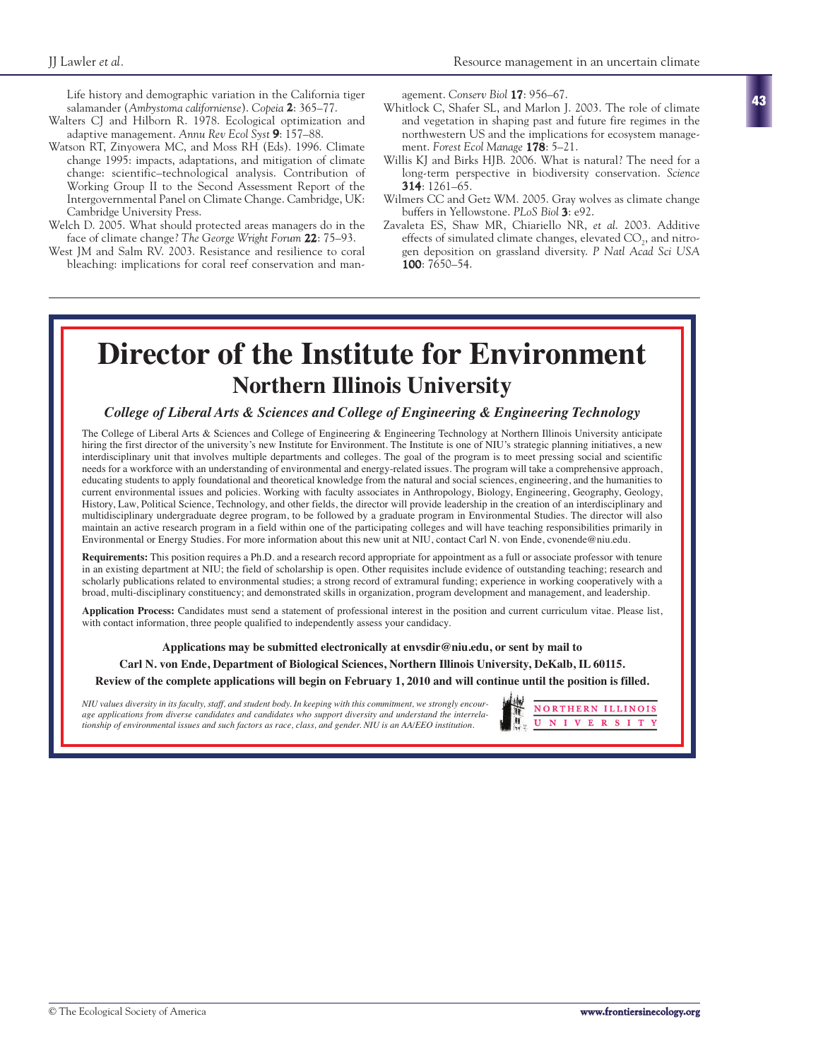Life history and demographic variation in the California tiger salamander (*Ambystoma californiense*). *Copeia* **2**: 365–77.

Walters CJ and Hilborn R. 1978. Ecological optimization and adaptive management. *Annu Rev Ecol Syst* **9**: 157–88.

Watson RT, Zinyowera MC, and Moss RH (Eds). 1996. Climate change 1995: impacts, adaptations, and mitigation of climate change: scientific–technological analysis. Contribution of Working Group II to the Second Assessment Report of the Intergovernmental Panel on Climate Change. Cambridge, UK: Cambridge University Press.

Welch D. 2005. What should protected areas managers do in the face of climate change? *The George Wright Forum* **22**: 75–93.

West JM and Salm RV. 2003. Resistance and resilience to coral bleaching: implications for coral reef conservation and management. *Conserv Biol* **17**: 956–67.

Whitlock C, Shafer SL, and Marlon J. 2003. The role of climate and vegetation in shaping past and future fire regimes in the northwestern US and the implications for ecosystem management. *Forest Ecol Manage* **178**: 5–21.

Willis KJ and Birks HJB. 2006. What is natural? The need for a long-term perspective in biodiversity conservation. *Science* **314**: 1261–65.

Wilmers CC and Getz WM. 2005. Gray wolves as climate change buffers in Yellowstone. *PLoS Biol* **3**: e92.

Zavaleta ES, Shaw MR, Chiariello NR, *et al.* 2003. Additive effects of simulated climate changes, elevated $CO_2$, and nitrogen deposition on grassland diversity. *P Natl Acad Sci USA* **100**: 7650–54.

---

# Director of the Institute for Environment

## Northern Illinois University

### *College of Liberal Arts & Sciences and College of Engineering & Engineering Technology*

The College of Liberal Arts & Sciences and College of Engineering & Engineering Technology at Northern Illinois University anticipate hiring the first director of the university's new Institute for Environment. The Institute is one of NIU's strategic planning initiatives, a new interdisciplinary unit that involves multiple departments and colleges. The goal of the program is to meet pressing social and scientific needs for a workforce with an understanding of environmental and energy-related issues. The program will take a comprehensive approach, educating students to apply foundational and theoretical knowledge from the natural and social sciences, engineering, and the humanities to current environmental issues and policies. Working with faculty associates in Anthropology, Biology, Engineering, Geography, Geology, History, Law, Political Science, Technology, and other fields, the director will provide leadership in the creation of an interdisciplinary and multidisciplinary undergraduate degree program, to be followed by a graduate program in Environmental Studies. The director will also maintain an active research program in a field within one of the participating colleges and will have teaching responsibilities primarily in Environmental or Energy Studies. For more information about this new unit at NIU, contact Carl N. von Ende, cvonende@niu.edu.

**Requirements:** This position requires a Ph.D. and a research record appropriate for appointment as a full or associate professor with tenure in an existing department at NIU; the field of scholarship is open. Other requisites include evidence of outstanding teaching; research and scholarly publications related to environmental studies; a strong record of extramural funding; experience in working cooperatively with a broad, multi-disciplinary constituency; and demonstrated skills in organization, program development and management, and leadership.

**Application Process:** Candidates must send a statement of professional interest in the position and current curriculum vitae. Please list, with contact information, three people qualified to independently assess your candidacy.

**Applications may be submitted electronically at envsdir@niu.edu, or sent by mail to**

**Carl N. von Ende, Department of Biological Sciences, Northern Illinois University, DeKalb, IL 60115.**

**Review of the complete applications will begin on February 1, 2010 and will continue until the position is filled.**

*NIU values diversity in its faculty, staff, and student body. In keeping with this commitment, we strongly encourage applications from diverse candidates and candidates who support diversity and understand the interrelationship of environmental issues and such factors as race, class, and gender. NIU is an AA/EEO institution.*

NORTHERN ILLINOIS UNIVERSITY